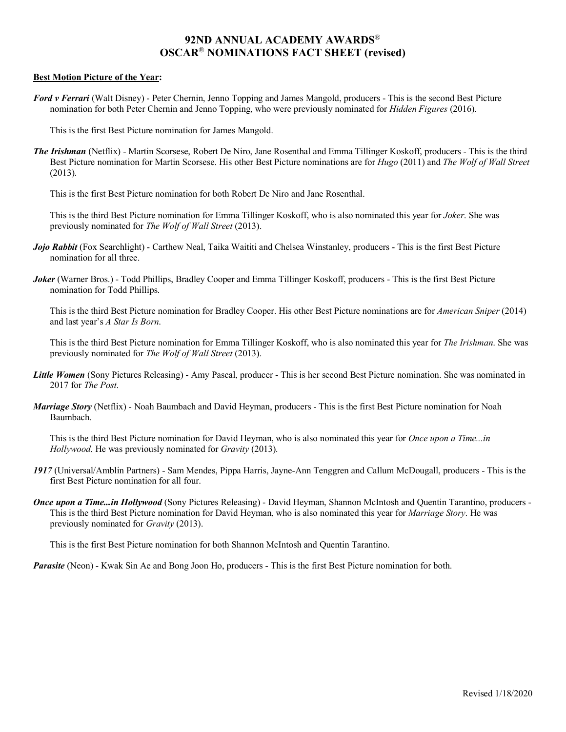# 92ND ANNUAL ACADEMY AWARDS®
# OSCAR® NOMINATIONS FACT SHEET (revised)

**Best Motion Picture of the Year:**

***Ford v Ferrari*** (Walt Disney) - Peter Chernin, Jenno Topping and James Mangold, producers - This is the second Best Picture nomination for both Peter Chernin and Jenno Topping, who were previously nominated for *Hidden Figures* (2016).

This is the first Best Picture nomination for James Mangold.

***The Irishman*** (Netflix) - Martin Scorsese, Robert De Niro, Jane Rosenthal and Emma Tillinger Koskoff, producers - This is the third Best Picture nomination for Martin Scorsese. His other Best Picture nominations are for *Hugo* (2011) and *The Wolf of Wall Street* (2013).

This is the first Best Picture nomination for both Robert De Niro and Jane Rosenthal.

This is the third Best Picture nomination for Emma Tillinger Koskoff, who is also nominated this year for *Joker.* She was previously nominated for *The Wolf of Wall Street* (2013).

***Jojo Rabbit*** (Fox Searchlight) - Carthew Neal, Taika Waititi and Chelsea Winstanley, producers - This is the first Best Picture nomination for all three.

***Joker*** (Warner Bros.) - Todd Phillips, Bradley Cooper and Emma Tillinger Koskoff, producers - This is the first Best Picture nomination for Todd Phillips.

This is the third Best Picture nomination for Bradley Cooper. His other Best Picture nominations are for *American Sniper* (2014) and last year's *A Star Is Born*.

This is the third Best Picture nomination for Emma Tillinger Koskoff, who is also nominated this year for *The Irishman*. She was previously nominated for *The Wolf of Wall Street* (2013).

***Little Women*** (Sony Pictures Releasing) - Amy Pascal, producer - This is her second Best Picture nomination. She was nominated in 2017 for *The Post*.

***Marriage Story*** (Netflix) - Noah Baumbach and David Heyman, producers - This is the first Best Picture nomination for Noah Baumbach.

This is the third Best Picture nomination for David Heyman, who is also nominated this year for *Once upon a Time...in Hollywood*. He was previously nominated for *Gravity* (2013).

***1917*** (Universal/Amblin Partners) - Sam Mendes, Pippa Harris, Jayne-Ann Tenggren and Callum McDougall, producers - This is the first Best Picture nomination for all four.

***Once upon a Time...in Hollywood*** (Sony Pictures Releasing) - David Heyman, Shannon McIntosh and Quentin Tarantino, producers - This is the third Best Picture nomination for David Heyman, who is also nominated this year for *Marriage Story*. He was previously nominated for *Gravity* (2013).

This is the first Best Picture nomination for both Shannon McIntosh and Quentin Tarantino.

***Parasite*** (Neon) - Kwak Sin Ae and Bong Joon Ho, producers - This is the first Best Picture nomination for both.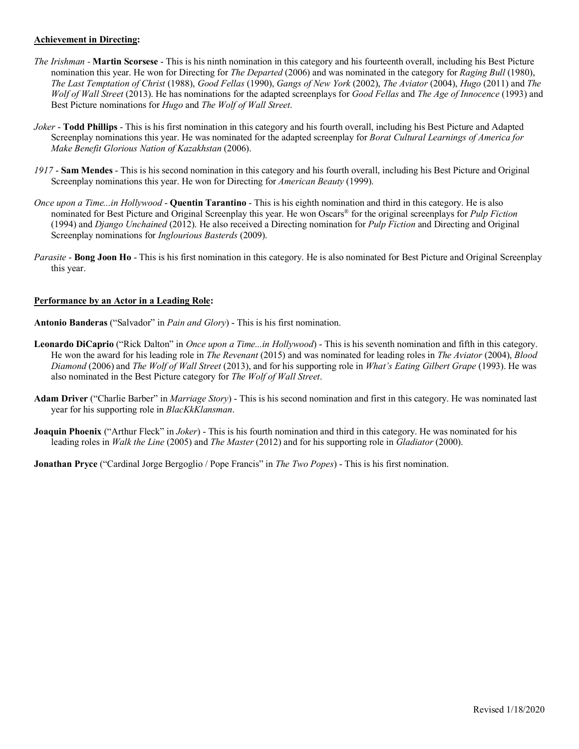**<u>Achievement in Directing</u>:**

*The Irishman* - **Martin Scorsese** - This is his ninth nomination in this category and his fourteenth overall, including his Best Picture nomination this year. He won for Directing for *The Departed* (2006) and was nominated in the category for *Raging Bull* (1980), *The Last Temptation of Christ* (1988), *Good Fellas* (1990), *Gangs of New York* (2002), *The Aviator* (2004), *Hugo* (2011) and *The Wolf of Wall Street* (2013). He has nominations for the adapted screenplays for *Good Fellas* and *The Age of Innocence* (1993) and Best Picture nominations for *Hugo* and *The Wolf of Wall Street*.

*Joker* - **Todd Phillips** - This is his first nomination in this category and his fourth overall, including his Best Picture and Adapted Screenplay nominations this year. He was nominated for the adapted screenplay for *Borat Cultural Learnings of America for Make Benefit Glorious Nation of Kazakhstan* (2006).

*1917* - **Sam Mendes** - This is his second nomination in this category and his fourth overall, including his Best Picture and Original Screenplay nominations this year. He won for Directing for *American Beauty* (1999).

*Once upon a Time...in Hollywood* - **Quentin Tarantino** - This is his eighth nomination and third in this category. He is also nominated for Best Picture and Original Screenplay this year. He won Oscars® for the original screenplays for *Pulp Fiction* (1994) and *Django Unchained* (2012). He also received a Directing nomination for *Pulp Fiction* and Directing and Original Screenplay nominations for *Inglourious Basterds* (2009).

*Parasite* - **Bong Joon Ho** - This is his first nomination in this category. He is also nominated for Best Picture and Original Screenplay this year.

**<u>Performance by an Actor in a Leading Role</u>:**

**Antonio Banderas** ("Salvador" in *Pain and Glory*) - This is his first nomination.

**Leonardo DiCaprio** ("Rick Dalton" in *Once upon a Time...in Hollywood*) - This is his seventh nomination and fifth in this category. He won the award for his leading role in *The Revenant* (2015) and was nominated for leading roles in *The Aviator* (2004), *Blood Diamond* (2006) and *The Wolf of Wall Street* (2013), and for his supporting role in *What's Eating Gilbert Grape* (1993). He was also nominated in the Best Picture category for *The Wolf of Wall Street*.

**Adam Driver** ("Charlie Barber" in *Marriage Story*) - This is his second nomination and first in this category. He was nominated last year for his supporting role in *BlacKkKlansman*.

**Joaquin Phoenix** ("Arthur Fleck" in *Joker*) - This is his fourth nomination and third in this category. He was nominated for his leading roles in *Walk the Line* (2005) and *The Master* (2012) and for his supporting role in *Gladiator* (2000).

**Jonathan Pryce** ("Cardinal Jorge Bergoglio / Pope Francis" in *The Two Popes*) - This is his first nomination.

Revised 1/18/2020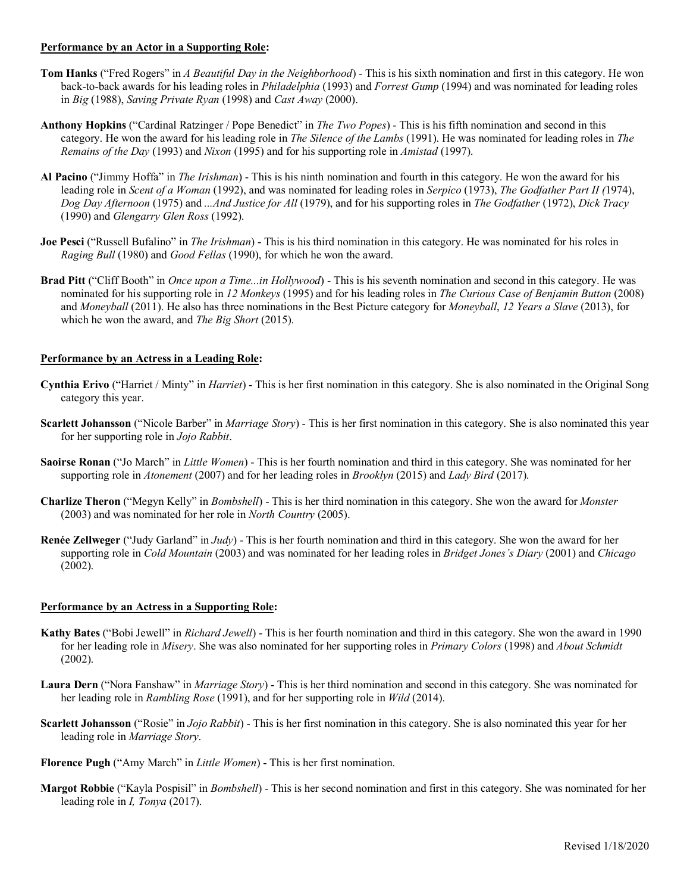**<u>Performance by an Actor in a Supporting Role</u>:**

**Tom Hanks** ("Fred Rogers" in *A Beautiful Day in the Neighborhood*) - This is his sixth nomination and first in this category. He won back-to-back awards for his leading roles in *Philadelphia* (1993) and *Forrest Gump* (1994) and was nominated for leading roles in *Big* (1988), *Saving Private Ryan* (1998) and *Cast Away* (2000).

**Anthony Hopkins** ("Cardinal Ratzinger / Pope Benedict" in *The Two Popes*) - This is his fifth nomination and second in this category. He won the award for his leading role in *The Silence of the Lambs* (1991). He was nominated for leading roles in *The Remains of the Day* (1993) and *Nixon* (1995) and for his supporting role in *Amistad* (1997).

**Al Pacino** ("Jimmy Hoffa" in *The Irishman*) - This is his ninth nomination and fourth in this category. He won the award for his leading role in *Scent of a Woman* (1992), and was nominated for leading roles in *Serpico* (1973), *The Godfather Part II (*1974), *Dog Day Afternoon* (1975) and *...And Justice for All* (1979), and for his supporting roles in *The Godfather* (1972), *Dick Tracy* (1990) and *Glengarry Glen Ross* (1992).

**Joe Pesci** ("Russell Bufalino" in *The Irishman*) - This is his third nomination in this category. He was nominated for his roles in *Raging Bull* (1980) and *Good Fellas* (1990), for which he won the award.

**Brad Pitt** ("Cliff Booth" in *Once upon a Time...in Hollywood*) - This is his seventh nomination and second in this category. He was nominated for his supporting role in *12 Monkeys* (1995) and for his leading roles in *The Curious Case of Benjamin Button* (2008) and *Moneyball* (2011). He also has three nominations in the Best Picture category for *Moneyball*, *12 Years a Slave* (2013), for which he won the award, and *The Big Short* (2015).

**<u>Performance by an Actress in a Leading Role</u>:**

**Cynthia Erivo** ("Harriet / Minty" in *Harriet*) - This is her first nomination in this category. She is also nominated in the Original Song category this year.

**Scarlett Johansson** ("Nicole Barber" in *Marriage Story*) - This is her first nomination in this category. She is also nominated this year for her supporting role in *Jojo Rabbit*.

**Saoirse Ronan** ("Jo March" in *Little Women*) - This is her fourth nomination and third in this category. She was nominated for her supporting role in *Atonement* (2007) and for her leading roles in *Brooklyn* (2015) and *Lady Bird* (2017).

**Charlize Theron** ("Megyn Kelly" in *Bombshell*) - This is her third nomination in this category. She won the award for *Monster* (2003) and was nominated for her role in *North Country* (2005).

**Renée Zellweger** ("Judy Garland" in *Judy*) - This is her fourth nomination and third in this category. She won the award for her supporting role in *Cold Mountain* (2003) and was nominated for her leading roles in *Bridget Jones's Diary* (2001) and *Chicago* (2002).

**<u>Performance by an Actress in a Supporting Role</u>:**

**Kathy Bates** ("Bobi Jewell" in *Richard Jewell*) - This is her fourth nomination and third in this category. She won the award in 1990 for her leading role in *Misery*. She was also nominated for her supporting roles in *Primary Colors* (1998) and *About Schmidt* (2002).

**Laura Dern** ("Nora Fanshaw" in *Marriage Story*) - This is her third nomination and second in this category. She was nominated for her leading role in *Rambling Rose* (1991), and for her supporting role in *Wild* (2014).

**Scarlett Johansson** ("Rosie" in *Jojo Rabbit*) - This is her first nomination in this category. She is also nominated this year for her leading role in *Marriage Story*.

**Florence Pugh** ("Amy March" in *Little Women*) - This is her first nomination.

**Margot Robbie** ("Kayla Pospisil" in *Bombshell*) - This is her second nomination and first in this category. She was nominated for her leading role in *I, Tonya* (2017).

Revised 1/18/2020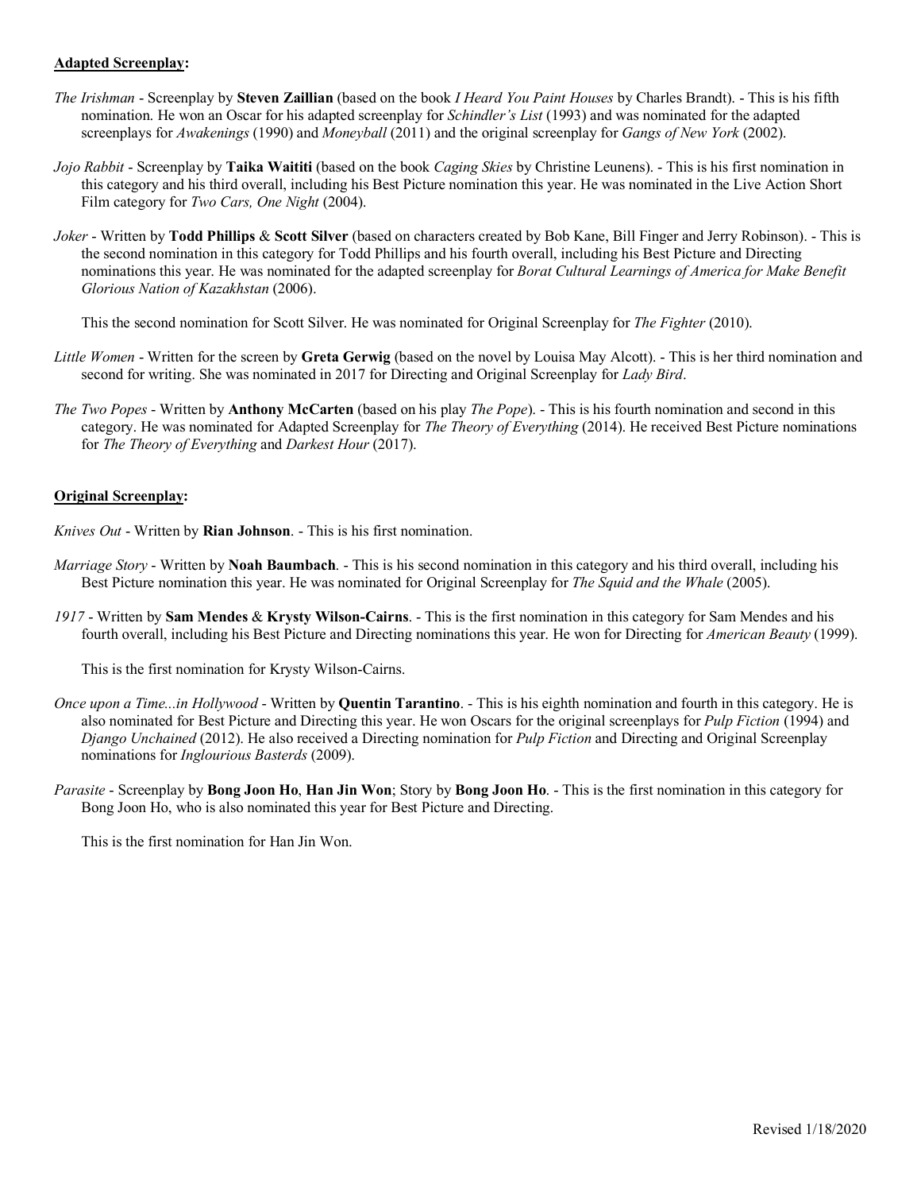**Adapted Screenplay:**

*The Irishman* - Screenplay by **Steven Zaillian** (based on the book *I Heard You Paint Houses* by Charles Brandt). - This is his fifth nomination. He won an Oscar for his adapted screenplay for *Schindler's List* (1993) and was nominated for the adapted screenplays for *Awakenings* (1990) and *Moneyball* (2011) and the original screenplay for *Gangs of New York* (2002).

*Jojo Rabbit* - Screenplay by **Taika Waititi** (based on the book *Caging Skies* by Christine Leunens). - This is his first nomination in this category and his third overall, including his Best Picture nomination this year. He was nominated in the Live Action Short Film category for *Two Cars, One Night* (2004).

*Joker* - Written by **Todd Phillips** & **Scott Silver** (based on characters created by Bob Kane, Bill Finger and Jerry Robinson). - This is the second nomination in this category for Todd Phillips and his fourth overall, including his Best Picture and Directing nominations this year. He was nominated for the adapted screenplay for *Borat Cultural Learnings of America for Make Benefit Glorious Nation of Kazakhstan* (2006).

This the second nomination for Scott Silver. He was nominated for Original Screenplay for *The Fighter* (2010).

*Little Women* - Written for the screen by **Greta Gerwig** (based on the novel by Louisa May Alcott). - This is her third nomination and second for writing. She was nominated in 2017 for Directing and Original Screenplay for *Lady Bird*.

*The Two Popes* - Written by **Anthony McCarten** (based on his play *The Pope*). - This is his fourth nomination and second in this category. He was nominated for Adapted Screenplay for *The Theory of Everything* (2014). He received Best Picture nominations for *The Theory of Everything* and *Darkest Hour* (2017).

**Original Screenplay:**

*Knives Out* - Written by **Rian Johnson**. - This is his first nomination.

*Marriage Story* - Written by **Noah Baumbach**. - This is his second nomination in this category and his third overall, including his Best Picture nomination this year. He was nominated for Original Screenplay for *The Squid and the Whale* (2005).

*1917* - Written by **Sam Mendes** & **Krysty Wilson-Cairns**. - This is the first nomination in this category for Sam Mendes and his fourth overall, including his Best Picture and Directing nominations this year. He won for Directing for *American Beauty* (1999).

This is the first nomination for Krysty Wilson-Cairns.

*Once upon a Time...in Hollywood* - Written by **Quentin Tarantino**. - This is his eighth nomination and fourth in this category. He is also nominated for Best Picture and Directing this year. He won Oscars for the original screenplays for *Pulp Fiction* (1994) and *Django Unchained* (2012). He also received a Directing nomination for *Pulp Fiction* and Directing and Original Screenplay nominations for *Inglourious Basterds* (2009).

*Parasite* - Screenplay by **Bong Joon Ho**, **Han Jin Won**; Story by **Bong Joon Ho**. - This is the first nomination in this category for Bong Joon Ho, who is also nominated this year for Best Picture and Directing.

This is the first nomination for Han Jin Won.

Revised 1/18/2020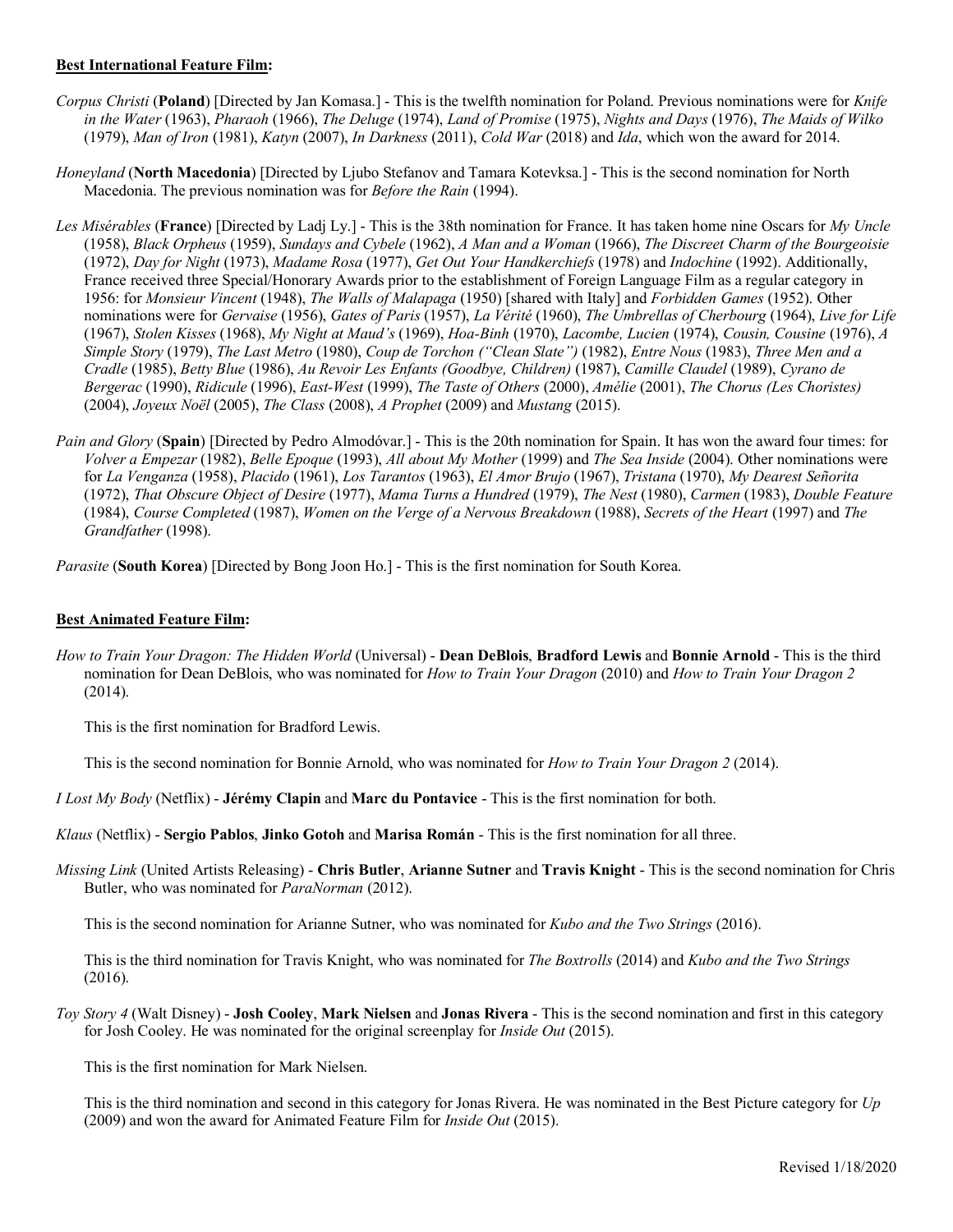**Best International Feature Film:**

*Corpus Christi* (**Poland**) [Directed by Jan Komasa.] - This is the twelfth nomination for Poland. Previous nominations were for *Knife in the Water* (1963), *Pharaoh* (1966), *The Deluge* (1974), *Land of Promise* (1975), *Nights and Days* (1976), *The Maids of Wilko* (1979), *Man of Iron* (1981), *Katyn* (2007), *In Darkness* (2011), *Cold War* (2018) and *Ida*, which won the award for 2014.

*Honeyland* (**North Macedonia**) [Directed by Ljubo Stefanov and Tamara Kotevksa.] - This is the second nomination for North Macedonia. The previous nomination was for *Before the Rain* (1994).

*Les Misérables* (**France**) [Directed by Ladj Ly.] - This is the 38th nomination for France. It has taken home nine Oscars for *My Uncle* (1958), *Black Orpheus* (1959), *Sundays and Cybele* (1962), *A Man and a Woman* (1966), *The Discreet Charm of the Bourgeoisie* (1972), *Day for Night* (1973), *Madame Rosa* (1977), *Get Out Your Handkerchiefs* (1978) and *Indochine* (1992). Additionally, France received three Special/Honorary Awards prior to the establishment of Foreign Language Film as a regular category in 1956: for *Monsieur Vincent* (1948), *The Walls of Malapaga* (1950) [shared with Italy] and *Forbidden Games* (1952). Other nominations were for *Gervaise* (1956), *Gates of Paris* (1957), *La Vérité* (1960), *The Umbrellas of Cherbourg* (1964), *Live for Life* (1967), *Stolen Kisses* (1968), *My Night at Maud's* (1969), *Hoa-Binh* (1970), *Lacombe, Lucien* (1974), *Cousin, Cousine* (1976), *A Simple Story* (1979), *The Last Metro* (1980), *Coup de Torchon ("Clean Slate")* (1982), *Entre Nous* (1983), *Three Men and a Cradle* (1985), *Betty Blue* (1986), *Au Revoir Les Enfants (Goodbye, Children)* (1987), *Camille Claudel* (1989), *Cyrano de Bergerac* (1990), *Ridicule* (1996), *East-West* (1999), *The Taste of Others* (2000), *Amélie* (2001), *The Chorus (Les Choristes)* (2004), *Joyeux Noël* (2005), *The Class* (2008), *A Prophet* (2009) and *Mustang* (2015).

*Pain and Glory* (**Spain**) [Directed by Pedro Almodóvar.] - This is the 20th nomination for Spain. It has won the award four times: for *Volver a Empezar* (1982), *Belle Epoque* (1993), *All about My Mother* (1999) and *The Sea Inside* (2004). Other nominations were for *La Venganza* (1958), *Placido* (1961), *Los Tarantos* (1963), *El Amor Brujo* (1967), *Tristana* (1970), *My Dearest Señorita* (1972), *That Obscure Object of Desire* (1977), *Mama Turns a Hundred* (1979), *The Nest* (1980), *Carmen* (1983), *Double Feature* (1984), *Course Completed* (1987), *Women on the Verge of a Nervous Breakdown* (1988), *Secrets of the Heart* (1997) and *The Grandfather* (1998).

*Parasite* (**South Korea**) [Directed by Bong Joon Ho.] - This is the first nomination for South Korea.

**Best Animated Feature Film:**

*How to Train Your Dragon: The Hidden World* (Universal) - **Dean DeBlois**, **Bradford Lewis** and **Bonnie Arnold** - This is the third nomination for Dean DeBlois, who was nominated for *How to Train Your Dragon* (2010) and *How to Train Your Dragon 2* (2014).

This is the first nomination for Bradford Lewis.

This is the second nomination for Bonnie Arnold, who was nominated for *How to Train Your Dragon 2* (2014).

*I Lost My Body* (Netflix) - **Jérémy Clapin** and **Marc du Pontavice** - This is the first nomination for both.

*Klaus* (Netflix) - **Sergio Pablos**, **Jinko Gotoh** and **Marisa Román** - This is the first nomination for all three.

*Missing Link* (United Artists Releasing) - **Chris Butler**, **Arianne Sutner** and **Travis Knight** - This is the second nomination for Chris Butler, who was nominated for *ParaNorman* (2012).

This is the second nomination for Arianne Sutner, who was nominated for *Kubo and the Two Strings* (2016).

This is the third nomination for Travis Knight, who was nominated for *The Boxtrolls* (2014) and *Kubo and the Two Strings* (2016).

*Toy Story 4* (Walt Disney) - **Josh Cooley**, **Mark Nielsen** and **Jonas Rivera** - This is the second nomination and first in this category for Josh Cooley. He was nominated for the original screenplay for *Inside Out* (2015).

This is the first nomination for Mark Nielsen.

This is the third nomination and second in this category for Jonas Rivera. He was nominated in the Best Picture category for *Up* (2009) and won the award for Animated Feature Film for *Inside Out* (2015).

Revised 1/18/2020